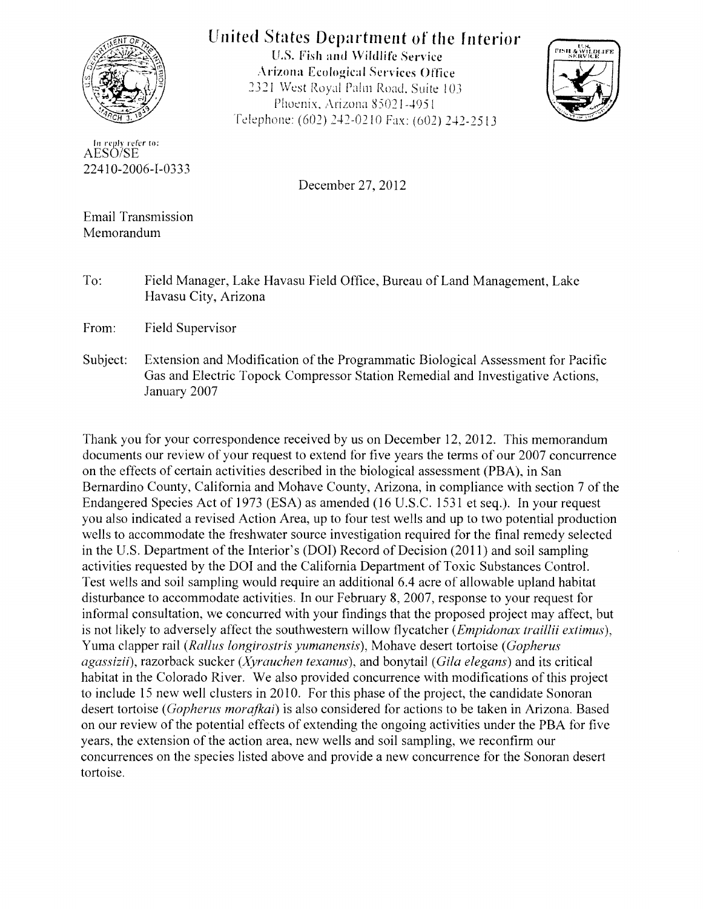# United States Department of the Interior

U.S. Fish and Wildlife Service
Arizona Ecological Services Office
2321 West Royal Palm Road, Suite 103
Phoenix, Arizona 85021-4951
Telephone: (602) 242-0210 Fax: (602) 242-2513

In reply refer to:
AESO/SE
22410-2006-I-0333

December 27, 2012

Email Transmission
Memorandum

To: Field Manager, Lake Havasu Field Office, Bureau of Land Management, Lake Havasu City, Arizona

From: Field Supervisor

Subject: Extension and Modification of the Programmatic Biological Assessment for Pacific Gas and Electric Topock Compressor Station Remedial and Investigative Actions, January 2007

Thank you for your correspondence received by us on December 12, 2012. This memorandum documents our review of your request to extend for five years the terms of our 2007 concurrence on the effects of certain activities described in the biological assessment (PBA), in San Bernardino County, California and Mohave County, Arizona, in compliance with section 7 of the Endangered Species Act of 1973 (ESA) as amended (16 U.S.C. 1531 et seq.). In your request you also indicated a revised Action Area, up to four test wells and up to two potential production wells to accommodate the freshwater source investigation required for the final remedy selected in the U.S. Department of the Interior's (DOI) Record of Decision (2011) and soil sampling activities requested by the DOI and the California Department of Toxic Substances Control. Test wells and soil sampling would require an additional 6.4 acre of allowable upland habitat disturbance to accommodate activities. In our February 8, 2007, response to your request for informal consultation, we concurred with your findings that the proposed project may affect, but is not likely to adversely affect the southwestern willow flycatcher (*Empidonax traillii extimus*), Yuma clapper rail (*Rallus longirostris yumanensis*), Mohave desert tortoise (*Gopherus agassizii*), razorback sucker (*Xyrauchen texanus*), and bonytail (*Gila elegans*) and its critical habitat in the Colorado River. We also provided concurrence with modifications of this project to include 15 new well clusters in 2010. For this phase of the project, the candidate Sonoran desert tortoise (*Gopherus morafkai*) is also considered for actions to be taken in Arizona. Based on our review of the potential effects of extending the ongoing activities under the PBA for five years, the extension of the action area, new wells and soil sampling, we reconfirm our concurrences on the species listed above and provide a new concurrence for the Sonoran desert tortoise.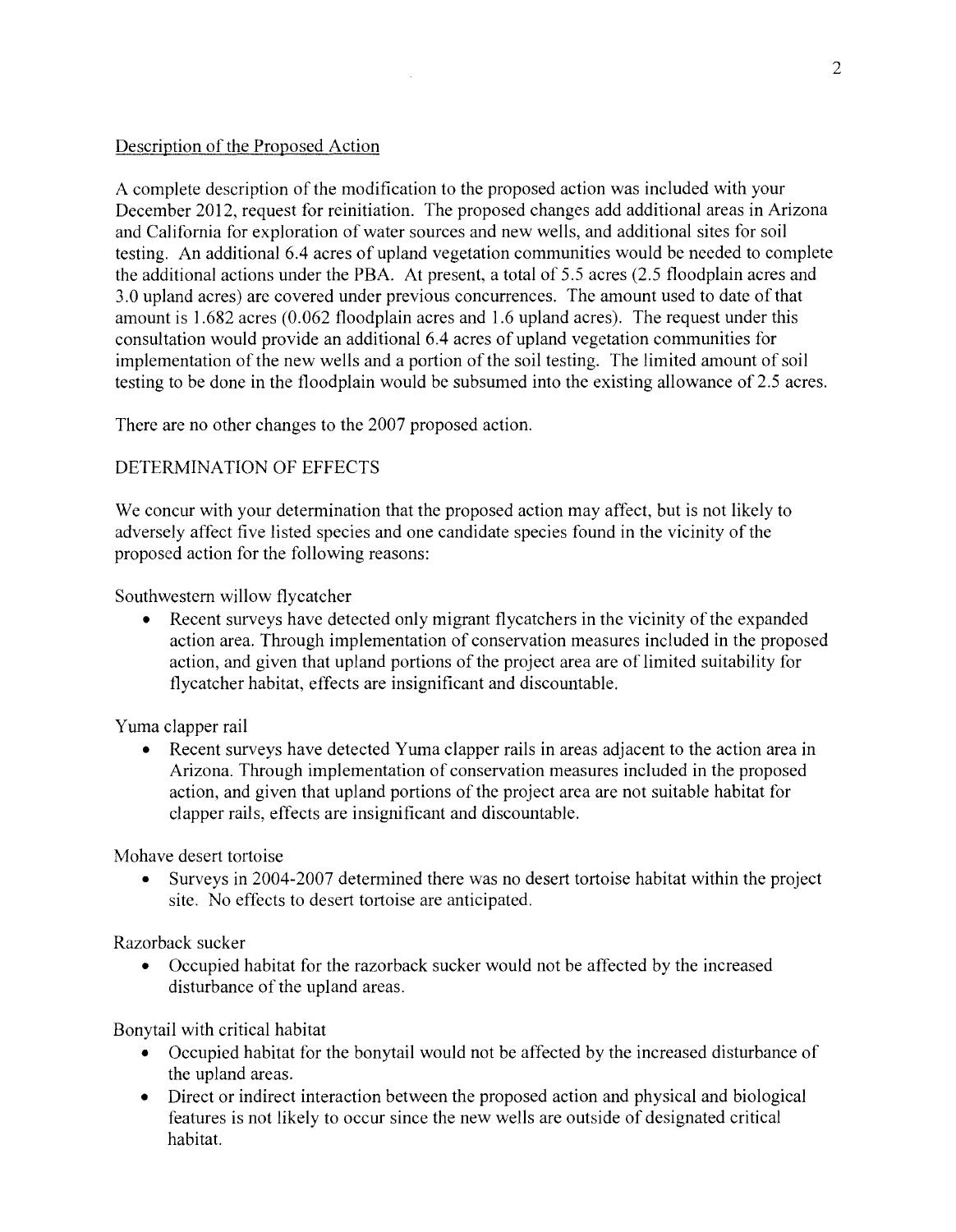Description of the Proposed Action

A complete description of the modification to the proposed action was included with your December 2012, request for reinitiation. The proposed changes add additional areas in Arizona and California for exploration of water sources and new wells, and additional sites for soil testing. An additional 6.4 acres of upland vegetation communities would be needed to complete the additional actions under the PBA. At present, a total of 5.5 acres (2.5 floodplain acres and 3.0 upland acres) are covered under previous concurrences. The amount used to date of that amount is 1.682 acres (0.062 floodplain acres and 1.6 upland acres). The request under this consultation would provide an additional 6.4 acres of upland vegetation communities for implementation of the new wells and a portion of the soil testing. The limited amount of soil testing to be done in the floodplain would be subsumed into the existing allowance of 2.5 acres.

There are no other changes to the 2007 proposed action.

DETERMINATION OF EFFECTS

We concur with your determination that the proposed action may affect, but is not likely to adversely affect five listed species and one candidate species found in the vicinity of the proposed action for the following reasons:

Southwestern willow flycatcher

- Recent surveys have detected only migrant flycatchers in the vicinity of the expanded action area. Through implementation of conservation measures included in the proposed action, and given that upland portions of the project area are of limited suitability for flycatcher habitat, effects are insignificant and discountable.

Yuma clapper rail

- Recent surveys have detected Yuma clapper rails in areas adjacent to the action area in Arizona. Through implementation of conservation measures included in the proposed action, and given that upland portions of the project area are not suitable habitat for clapper rails, effects are insignificant and discountable.

Mohave desert tortoise

- Surveys in 2004-2007 determined there was no desert tortoise habitat within the project site. No effects to desert tortoise are anticipated.

Razorback sucker

- Occupied habitat for the razorback sucker would not be affected by the increased disturbance of the upland areas.

Bonytail with critical habitat

- Occupied habitat for the bonytail would not be affected by the increased disturbance of the upland areas.
- Direct or indirect interaction between the proposed action and physical and biological features is not likely to occur since the new wells are outside of designated critical habitat.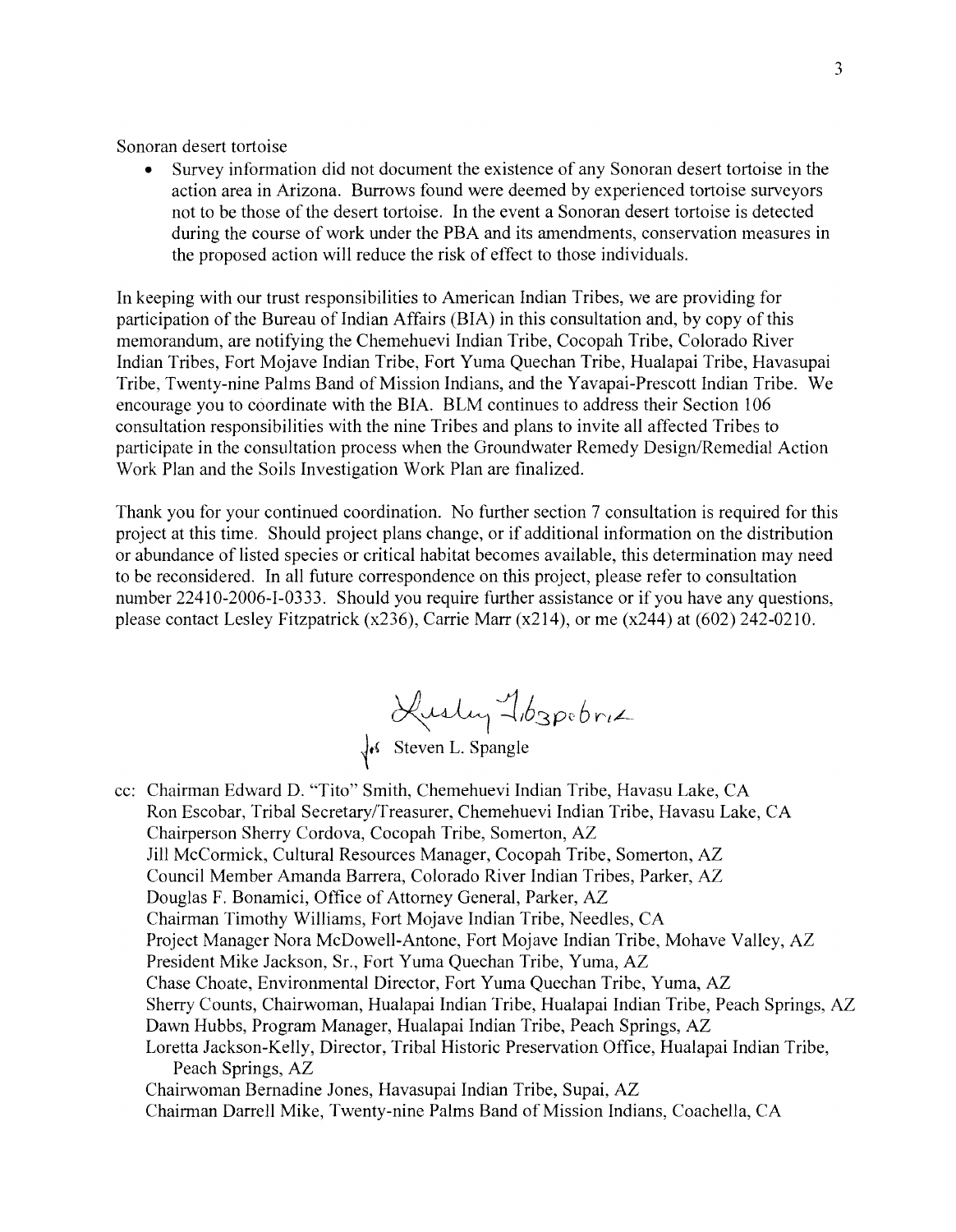Sonoran desert tortoise

- Survey information did not document the existence of any Sonoran desert tortoise in the action area in Arizona. Burrows found were deemed by experienced tortoise surveyors not to be those of the desert tortoise. In the event a Sonoran desert tortoise is detected during the course of work under the PBA and its amendments, conservation measures in the proposed action will reduce the risk of effect to those individuals.

In keeping with our trust responsibilities to American Indian Tribes, we are providing for participation of the Bureau of Indian Affairs (BIA) in this consultation and, by copy of this memorandum, are notifying the Chemehuevi Indian Tribe, Cocopah Tribe, Colorado River Indian Tribes, Fort Mojave Indian Tribe, Fort Yuma Quechan Tribe, Hualapai Tribe, Havasupai Tribe, Twenty-nine Palms Band of Mission Indians, and the Yavapai-Prescott Indian Tribe. We encourage you to coordinate with the BIA. BLM continues to address their Section 106 consultation responsibilities with the nine Tribes and plans to invite all affected Tribes to participate in the consultation process when the Groundwater Remedy Design/Remedial Action Work Plan and the Soils Investigation Work Plan are finalized.

Thank you for your continued coordination. No further section 7 consultation is required for this project at this time. Should project plans change, or if additional information on the distribution or abundance of listed species or critical habitat becomes available, this determination may need to be reconsidered. In all future correspondence on this project, please refer to consultation number 22410-2006-I-0333. Should you require further assistance or if you have any questions, please contact Lesley Fitzpatrick (x236), Carrie Marr (x214), or me (x244) at (602) 242-0210.

Lesley Fitzpatrick
for Steven L. Spangle

cc: Chairman Edward D. "Tito" Smith, Chemehuevi Indian Tribe, Havasu Lake, CA
Ron Escobar, Tribal Secretary/Treasurer, Chemehuevi Indian Tribe, Havasu Lake, CA
Chairperson Sherry Cordova, Cocopah Tribe, Somerton, AZ
Jill McCormick, Cultural Resources Manager, Cocopah Tribe, Somerton, AZ
Council Member Amanda Barrera, Colorado River Indian Tribes, Parker, AZ
Douglas F. Bonamici, Office of Attorney General, Parker, AZ
Chairman Timothy Williams, Fort Mojave Indian Tribe, Needles, CA
Project Manager Nora McDowell-Antone, Fort Mojave Indian Tribe, Mohave Valley, AZ
President Mike Jackson, Sr., Fort Yuma Quechan Tribe, Yuma, AZ
Chase Choate, Environmental Director, Fort Yuma Quechan Tribe, Yuma, AZ
Sherry Counts, Chairwoman, Hualapai Indian Tribe, Hualapai Indian Tribe, Peach Springs, AZ
Dawn Hubbs, Program Manager, Hualapai Indian Tribe, Peach Springs, AZ
Loretta Jackson-Kelly, Director, Tribal Historic Preservation Office, Hualapai Indian Tribe, Peach Springs, AZ
Chairwoman Bernadine Jones, Havasupai Indian Tribe, Supai, AZ
Chairman Darrell Mike, Twenty-nine Palms Band of Mission Indians, Coachella, CA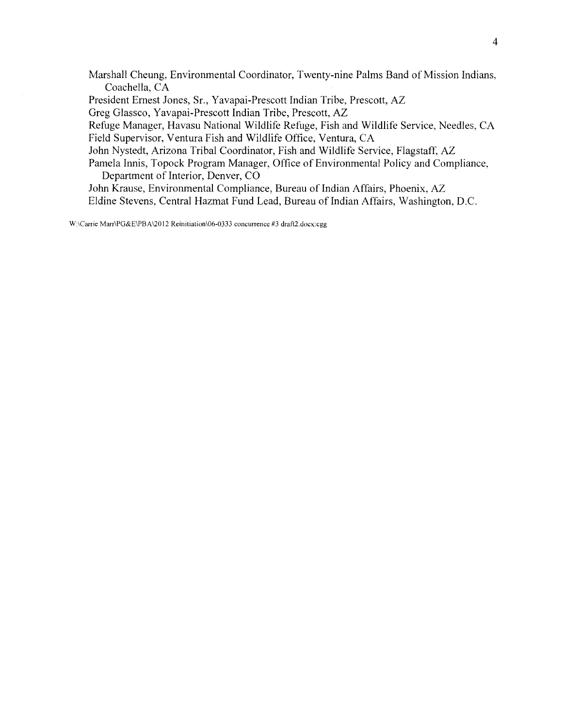Marshall Cheung, Environmental Coordinator, Twenty-nine Palms Band of Mission Indians, Coachella, CA

President Ernest Jones, Sr., Yavapai-Prescott Indian Tribe, Prescott, AZ

Greg Glassco, Yavapai-Prescott Indian Tribe, Prescott, AZ

Refuge Manager, Havasu National Wildlife Refuge, Fish and Wildlife Service, Needles, CA

Field Supervisor, Ventura Fish and Wildlife Office, Ventura, CA

John Nystedt, Arizona Tribal Coordinator, Fish and Wildlife Service, Flagstaff, AZ

Pamela Innis, Topock Program Manager, Office of Environmental Policy and Compliance, Department of Interior, Denver, CO

John Krause, Environmental Compliance, Bureau of Indian Affairs, Phoenix, AZ

Eldine Stevens, Central Hazmat Fund Lead, Bureau of Indian Affairs, Washington, D.C.

W:\Carrie Marr\PG&E\PBA\2012 Reinitiation\06-0333 concurrence #3 draft2.docx:cgg